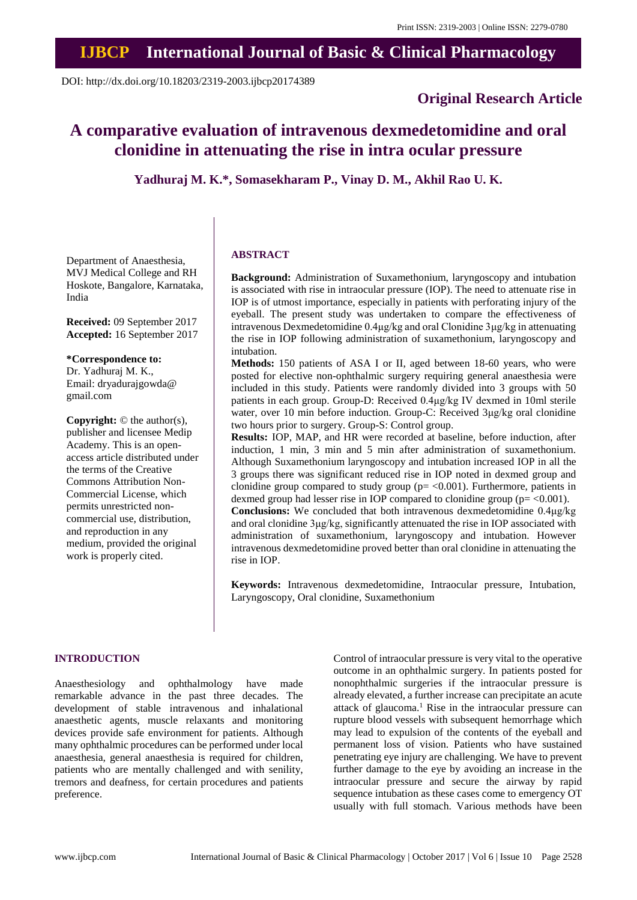Print ISSN: 2319-2003 | Online ISSN: 2279-0780

# IJBCP International Journal of Basic & Clinical Pharmacology

DOI: http://dx.doi.org/10.18203/2319-2003.ijbcp20174389

**Original Research Article**

# A comparative evaluation of intravenous dexmedetomidine and oral clonidine in attenuating the rise in intra ocular pressure

**Yadhuraj M. K.\*, Somasekharam P., Vinay D. M., Akhil Rao U. K.**

Department of Anaesthesia, MVJ Medical College and RH Hoskote, Bangalore, Karnataka, India

**Received:** 09 September 2017
**Accepted:** 16 September 2017

**\*Correspondence to:**
Dr. Yadhuraj M. K.,
Email: dryadurajgowda@gmail.com

**Copyright:** © the author(s), publisher and licensee Medip Academy. This is an open-access article distributed under the terms of the Creative Commons Attribution Non-Commercial License, which permits unrestricted non-commercial use, distribution, and reproduction in any medium, provided the original work is properly cited.

## ABSTRACT

**Background:** Administration of Suxamethonium, laryngoscopy and intubation is associated with rise in intraocular pressure (IOP). The need to attenuate rise in IOP is of utmost importance, especially in patients with perforating injury of the eyeball. The present study was undertaken to compare the effectiveness of intravenous Dexmedetomidine 0.4μg/kg and oral Clonidine 3μg/kg in attenuating the rise in IOP following administration of suxamethonium, laryngoscopy and intubation.

**Methods:** 150 patients of ASA I or II, aged between 18-60 years, who were posted for elective non-ophthalmic surgery requiring general anaesthesia were included in this study. Patients were randomly divided into 3 groups with 50 patients in each group. Group-D: Received 0.4μg/kg IV dexmed in 10ml sterile water, over 10 min before induction. Group-C: Received 3μg/kg oral clonidine two hours prior to surgery. Group-S: Control group.

**Results:** IOP, MAP, and HR were recorded at baseline, before induction, after induction, 1 min, 3 min and 5 min after administration of suxamethonium. Although Suxamethonium laryngoscopy and intubation increased IOP in all the 3 groups there was significant reduced rise in IOP noted in dexmed group and clonidine group compared to study group ($p = <0.001$). Furthermore, patients in dexmed group had lesser rise in IOP compared to clonidine group ($p = <0.001$).

**Conclusions:** We concluded that both intravenous dexmedetomidine 0.4μg/kg and oral clonidine 3μg/kg, significantly attenuated the rise in IOP associated with administration of suxamethonium, laryngoscopy and intubation. However intravenous dexmedetomidine proved better than oral clonidine in attenuating the rise in IOP.

**Keywords:** Intravenous dexmedetomidine, Intraocular pressure, Intubation, Laryngoscopy, Oral clonidine, Suxamethonium

## INTRODUCTION

Anaesthesiology and ophthalmology have made remarkable advance in the past three decades. The development of stable intravenous and inhalational anaesthetic agents, muscle relaxants and monitoring devices provide safe environment for patients. Although many ophthalmic procedures can be performed under local anaesthesia, general anaesthesia is required for children, patients who are mentally challenged and with senility, tremors and deafness, for certain procedures and patients preference.

Control of intraocular pressure is very vital to the operative outcome in an ophthalmic surgery. In patients posted for nonophthalmic surgeries if the intraocular pressure is already elevated, a further increase can precipitate an acute attack of glaucoma.[1] Rise in the intraocular pressure can rupture blood vessels with subsequent hemorrhage which may lead to expulsion of the contents of the eyeball and permanent loss of vision. Patients who have sustained penetrating eye injury are challenging. We have to prevent further damage to the eye by avoiding an increase in the intraocular pressure and secure the airway by rapid sequence intubation as these cases come to emergency OT usually with full stomach. Various methods have been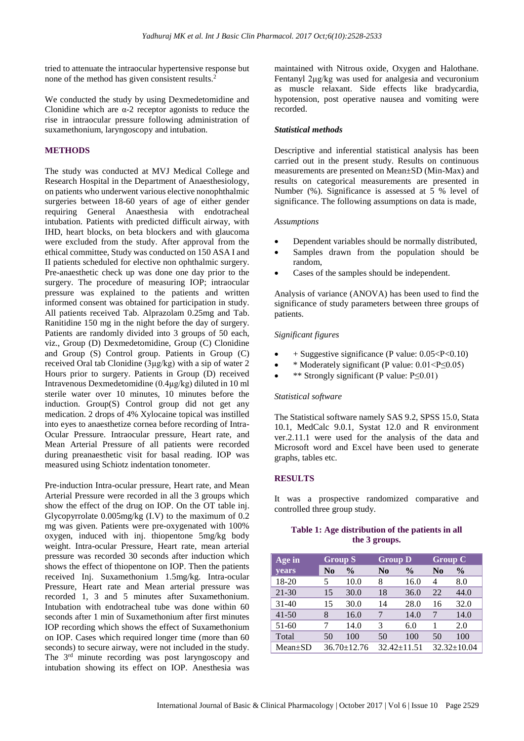tried to attenuate the intraocular hypertensive response but none of the method has given consistent results.[2]

We conducted the study by using Dexmedetomidine and Clonidine which are α-2 receptor agonists to reduce the rise in intraocular pressure following administration of suxamethonium, laryngoscopy and intubation.

## METHODS

The study was conducted at MVJ Medical College and Research Hospital in the Department of Anaesthesiology, on patients who underwent various elective nonophthalmic surgeries between 18-60 years of age of either gender requiring General Anaesthesia with endotracheal intubation. Patients with predicted difficult airway, with IHD, heart blocks, on beta blockers and with glaucoma were excluded from the study. After approval from the ethical committee, Study was conducted on 150 ASA I and II patients scheduled for elective non ophthalmic surgery. Pre-anaesthetic check up was done one day prior to the surgery. The procedure of measuring IOP; intraocular pressure was explained to the patients and written informed consent was obtained for participation in study. All patients received Tab. Alprazolam 0.25mg and Tab. Ranitidine 150 mg in the night before the day of surgery. Patients are randomly divided into 3 groups of 50 each, viz., Group (D) Dexmedetomidine, Group (C) Clonidine and Group (S) Control group. Patients in Group (C) received Oral tab Clonidine (3μg/kg) with a sip of water 2 Hours prior to surgery. Patients in Group (D) received Intravenous Dexmedetomidine (0.4μg/kg) diluted in 10 ml sterile water over 10 minutes, 10 minutes before the induction. Group(S) Control group did not get any medication. 2 drops of 4% Xylocaine topical was instilled into eyes to anaesthetize cornea before recording of Intra-Ocular Pressure. Intraocular pressure, Heart rate, and Mean Arterial Pressure of all patients were recorded during preanaesthetic visit for basal reading. IOP was measured using Schiotz indentation tonometer.

Pre-induction Intra-ocular pressure, Heart rate, and Mean Arterial Pressure were recorded in all the 3 groups which show the effect of the drug on IOP. On the OT table inj. Glycopyrrolate 0.005mg/kg (I.V) to the maximum of 0.2 mg was given. Patients were pre-oxygenated with 100% oxygen, induced with inj. thiopentone 5mg/kg body weight. Intra-ocular Pressure, Heart rate, mean arterial pressure was recorded 30 seconds after induction which shows the effect of thiopentone on IOP. Then the patients received Inj. Suxamethonium 1.5mg/kg. Intra-ocular Pressure, Heart rate and Mean arterial pressure was recorded 1, 3 and 5 minutes after Suxamethonium. Intubation with endotracheal tube was done within 60 seconds after 1 min of Suxamethonium after first minutes IOP recording which shows the effect of Suxamethonium on IOP. Cases which required longer time (more than 60 seconds) to secure airway, were not included in the study. The 3rd minute recording was post laryngoscopy and intubation showing its effect on IOP. Anesthesia was maintained with Nitrous oxide, Oxygen and Halothane. Fentanyl 2μg/kg was used for analgesia and vecuronium as muscle relaxant. Side effects like bradycardia, hypotension, post operative nausea and vomiting were recorded.

### *Statistical methods*

Descriptive and inferential statistical analysis has been carried out in the present study. Results on continuous measurements are presented on Mean±SD (Min-Max) and results on categorical measurements are presented in Number (%). Significance is assessed at 5 % level of significance. The following assumptions on data is made,

*Assumptions*

- Dependent variables should be normally distributed,
- Samples drawn from the population should be random,
- Cases of the samples should be independent.

Analysis of variance (ANOVA) has been used to find the significance of study parameters between three groups of patients.

*Significant figures*

- + Suggestive significance (P value: $0.05<P<0.10$)
- * Moderately significant (P value: $0.01<P\leq0.05$)
- ** Strongly significant (P value: $P\leq0.01$)

*Statistical software*

The Statistical software namely SAS 9.2, SPSS 15.0, Stata 10.1, MedCalc 9.0.1, Systat 12.0 and R environment ver.2.11.1 were used for the analysis of the data and Microsoft word and Excel have been used to generate graphs, tables etc.

## RESULTS

It was a prospective randomized comparative and controlled three group study.

**Table 1: Age distribution of the patients in all the 3 groups.**

| Age in years | Group S | | Group D | | Group C | |
|---|---|---|---|---|---|---|
| | No | % | No | % | No | % |
| 18-20 | 5 | 10.0 | 8 | 16.0 | 4 | 8.0 |
| 21-30 | 15 | 30.0 | 18 | 36.0 | 22 | 44.0 |
| 31-40 | 15 | 30.0 | 14 | 28.0 | 16 | 32.0 |
| 41-50 | 8 | 16.0 | 7 | 14.0 | 7 | 14.0 |
| 51-60 | 7 | 14.0 | 3 | 6.0 | 1 | 2.0 |
| Total | 50 | 100 | 50 | 100 | 50 | 100 |
| Mean±SD | 36.70±12.76 | | 32.42±11.51 | | 32.32±10.04 | |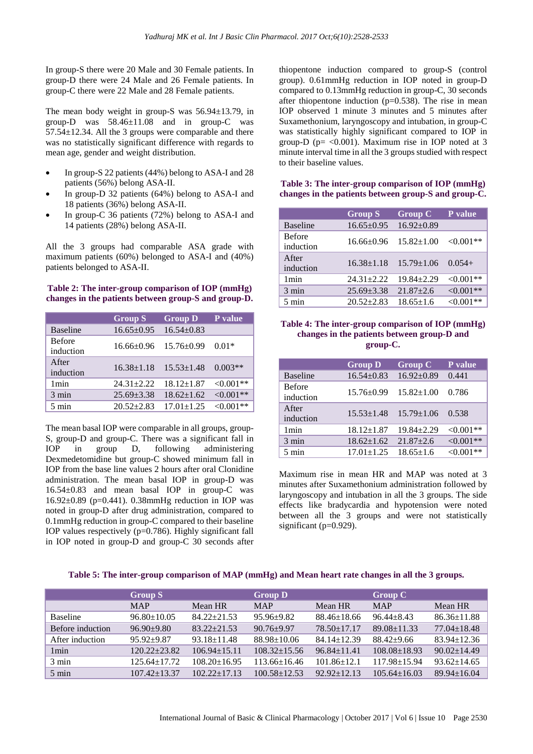In group-S there were 20 Male and 30 Female patients. In group-D there were 24 Male and 26 Female patients. In group-C there were 22 Male and 28 Female patients.

The mean body weight in group-S was 56.94±13.79, in group-D was 58.46±11.08 and in group-C was 57.54±12.34. All the 3 groups were comparable and there was no statistically significant difference with regards to mean age, gender and weight distribution.

- In group-S 22 patients (44%) belong to ASA-I and 28 patients (56%) belong ASA-II.
- In group-D 32 patients (64%) belong to ASA-I and 18 patients (36%) belong ASA-II.
- In group-C 36 patients (72%) belong to ASA-I and 14 patients (28%) belong ASA-II.

All the 3 groups had comparable ASA grade with maximum patients (60%) belonged to ASA-I and (40%) patients belonged to ASA-II.

**Table 2: The inter-group comparison of IOP (mmHg) changes in the patients between group-S and group-D.**

| | Group S | Group D | P value |
|---|---|---|---|
| Baseline | 16.65±0.95 | 16.54±0.83 | |
| Before induction | 16.66±0.96 | 15.76±0.99 | 0.01* |
| After induction | 16.38±1.18 | 15.53±1.48 | 0.003** |
| 1min | 24.31±2.22 | 18.12±1.87 | <0.001** |
| 3 min | 25.69±3.38 | 18.62±1.62 | <0.001** |
| 5 min | 20.52±2.83 | 17.01±1.25 | <0.001** |

The mean basal IOP were comparable in all groups, group-S, group-D and group-C. There was a significant fall in IOP in group D, following administering Dexmedetomidine but group-C showed minimum fall in IOP from the base line values 2 hours after oral Clonidine administration. The mean basal IOP in group-D was 16.54±0.83 and mean basal IOP in group-C was 16.92±0.89 (p=0.441). 0.38mmHg reduction in IOP was noted in group-D after drug administration, compared to 0.1mmHg reduction in group-C compared to their baseline IOP values respectively (p=0.786). Highly significant fall in IOP noted in group-D and group-C 30 seconds after thiopentone induction compared to group-S (control group). 0.61mmHg reduction in IOP noted in group-D compared to 0.13mmHg reduction in group-C, 30 seconds after thiopentone induction (p=0.538). The rise in mean IOP observed 1 minute 3 minutes and 5 minutes after Suxamethonium, laryngoscopy and intubation, in group-C was statistically highly significant compared to IOP in group-D (p= <0.001). Maximum rise in IOP noted at 3 minute interval time in all the 3 groups studied with respect to their baseline values.

**Table 3: The inter-group comparison of IOP (mmHg) changes in the patients between group-S and group-C.**

| | Group S | Group C | P value |
|---|---|---|---|
| Baseline | 16.65±0.95 | 16.92±0.89 | |
| Before induction | 16.66±0.96 | 15.82±1.00 | <0.001** |
| After induction | 16.38±1.18 | 15.79±1.06 | 0.054+ |
| 1min | 24.31±2.22 | 19.84±2.29 | <0.001** |
| 3 min | 25.69±3.38 | 21.87±2.6 | <0.001** |
| 5 min | 20.52±2.83 | 18.65±1.6 | <0.001** |

**Table 4: The inter-group comparison of IOP (mmHg) changes in the patients between group-D and group-C.**

| | Group D | Group C | P value |
|---|---|---|---|
| Baseline | 16.54±0.83 | 16.92±0.89 | 0.441 |
| Before induction | 15.76±0.99 | 15.82±1.00 | 0.786 |
| After induction | 15.53±1.48 | 15.79±1.06 | 0.538 |
| 1min | 18.12±1.87 | 19.84±2.29 | <0.001** |
| 3 min | 18.62±1.62 | 21.87±2.6 | <0.001** |
| 5 min | 17.01±1.25 | 18.65±1.6 | <0.001** |

Maximum rise in mean HR and MAP was noted at 3 minutes after Suxamethonium administration followed by laryngoscopy and intubation in all the 3 groups. The side effects like bradycardia and hypotension were noted between all the 3 groups and were not statistically significant (p=0.929).

**Table 5: The inter-group comparison of MAP (mmHg) and Mean heart rate changes in all the 3 groups.**

| | Group S | | Group D | | Group C | |
|---|---|---|---|---|---|---|
| | MAP | Mean HR | MAP | Mean HR | MAP | Mean HR |
| Baseline | 96.80±10.05 | 84.22±21.53 | 95.96±9.82 | 88.46±18.66 | 96.44±8.43 | 86.36±11.88 |
| Before induction | 96.90±9.80 | 83.22±21.53 | 90.76±9.97 | 78.50±17.17 | 89.08±11.33 | 77.04±18.48 |
| After induction | 95.92±9.87 | 93.18±11.48 | 88.98±10.06 | 84.14±12.39 | 88.42±9.66 | 83.94±12.36 |
| 1min | 120.22±23.82 | 106.94±15.11 | 108.32±15.56 | 96.84±11.41 | 108.08±18.93 | 90.02±14.49 |
| 3 min | 125.64±17.72 | 108.20±16.95 | 113.66±16.46 | 101.86±12.1 | 117.98±15.94 | 93.62±14.65 |
| 5 min | 107.42±13.37 | 102.22±17.13 | 100.58±12.53 | 92.92±12.13 | 105.64±16.03 | 89.94±16.04 |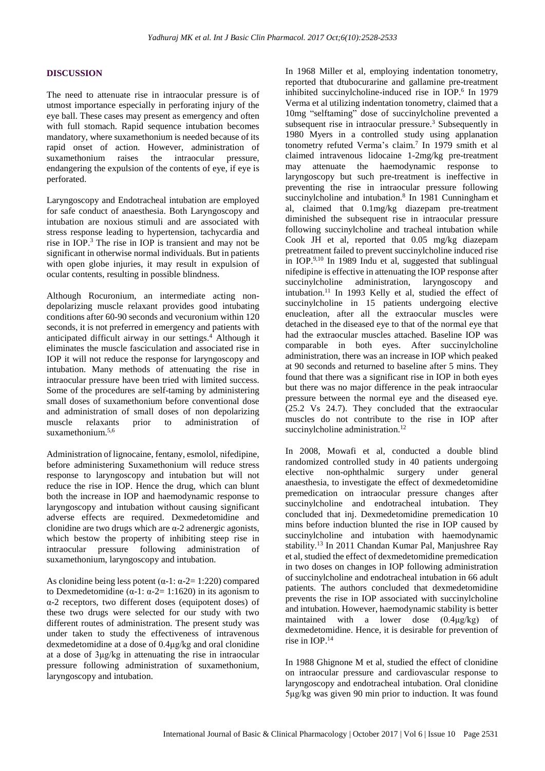## DISCUSSION

The need to attenuate rise in intraocular pressure is of utmost importance especially in perforating injury of the eye ball. These cases may present as emergency and often with full stomach. Rapid sequence intubation becomes mandatory, where suxamethonium is needed because of its rapid onset of action. However, administration of suxamethonium raises the intraocular pressure, endangering the expulsion of the contents of eye, if eye is perforated.

Laryngoscopy and Endotracheal intubation are employed for safe conduct of anaesthesia. Both Laryngoscopy and intubation are noxious stimuli and are associated with stress response leading to hypertension, tachycardia and rise in IOP.[3] The rise in IOP is transient and may not be significant in otherwise normal individuals. But in patients with open globe injuries, it may result in expulsion of ocular contents, resulting in possible blindness.

Although Rocuronium, an intermediate acting non-depolarizing muscle relaxant provides good intubating conditions after 60-90 seconds and vecuronium within 120 seconds, it is not preferred in emergency and patients with anticipated difficult airway in our settings.[4] Although it eliminates the muscle fasciculation and associated rise in IOP it will not reduce the response for laryngoscopy and intubation. Many methods of attenuating the rise in intraocular pressure have been tried with limited success. Some of the procedures are self-taming by administering small doses of suxamethonium before conventional dose and administration of small doses of non depolarizing muscle relaxants prior to administration of suxamethonium.[5,6]

Administration of lignocaine, fentany, esmolol, nifedipine, before administering Suxamethonium will reduce stress response to laryngoscopy and intubation but will not reduce the rise in IOP. Hence the drug, which can blunt both the increase in IOP and haemodynamic response to laryngoscopy and intubation without causing significant adverse effects are required. Dexmedetomidine and clonidine are two drugs which are α-2 adrenergic agonists, which bestow the property of inhibiting steep rise in intraocular pressure following administration of suxamethonium, laryngoscopy and intubation.

As clonidine being less potent (α-1: α-2= 1:220) compared to Dexmedetomidine (α-1: α-2= 1:1620) in its agonism to α-2 receptors, two different doses (equipotent doses) of these two drugs were selected for our study with two different routes of administration. The present study was under taken to study the effectiveness of intravenous dexmedetomidine at a dose of 0.4μg/kg and oral clonidine at a dose of 3μg/kg in attenuating the rise in intraocular pressure following administration of suxamethonium, laryngoscopy and intubation.

In 1968 Miller et al, employing indentation tonometry, reported that dtubocurarine and gallamine pre-treatment inhibited succinylcholine-induced rise in IOP.[6] In 1979 Verma et al utilizing indentation tonometry, claimed that a 10mg "selftaming" dose of succinylcholine prevented a subsequent rise in intraocular pressure.[3] Subsequently in 1980 Myers in a controlled study using applanation tonometry refuted Verma's claim.[7] In 1979 smith et al claimed intravenous lidocaine 1-2mg/kg pre-treatment may attenuate the haemodynamic response to laryngoscopy but such pre-treatment is ineffective in preventing the rise in intraocular pressure following succinylcholine and intubation.[8] In 1981 Cunningham et al, claimed that 0.1mg/kg diazepam pre-treatment diminished the subsequent rise in intraocular pressure following succinylcholine and tracheal intubation while Cook JH et al, reported that 0.05 mg/kg diazepam pretreatment failed to prevent succinylcholine induced rise in IOP.[9,10] In 1989 Indu et al, suggested that sublingual nifedipine is effective in attenuating the IOP response after succinylcholine administration, laryngoscopy and intubation.[11] In 1993 Kelly et al, studied the effect of succinylcholine in 15 patients undergoing elective enucleation, after all the extraocular muscles were detached in the diseased eye to that of the normal eye that had the extraocular muscles attached. Baseline IOP was comparable in both eyes. After succinylcholine administration, there was an increase in IOP which peaked at 90 seconds and returned to baseline after 5 mins. They found that there was a significant rise in IOP in both eyes but there was no major difference in the peak intraocular pressure between the normal eye and the diseased eye. (25.2 Vs 24.7). They concluded that the extraocular muscles do not contribute to the rise in IOP after succinylcholine administration.[12]

In 2008, Mowafi et al, conducted a double blind randomized controlled study in 40 patients undergoing elective non-ophthalmic surgery under general anaesthesia, to investigate the effect of dexmedetomidine premedication on intraocular pressure changes after succinylcholine and endotracheal intubation. They concluded that inj. Dexmedetomidine premedication 10 mins before induction blunted the rise in IOP caused by succinylcholine and intubation with haemodynamic stability.[13] In 2011 Chandan Kumar Pal, Manjushree Ray et al, studied the effect of dexmedetomidine premedication in two doses on changes in IOP following administration of succinylcholine and endotracheal intubation in 66 adult patients. The authors concluded that dexmedetomidine prevents the rise in IOP associated with succinylcholine and intubation. However, haemodynamic stability is better maintained with a lower dose (0.4μg/kg) of dexmedetomidine. Hence, it is desirable for prevention of rise in IOP.[14]

In 1988 Ghignone M et al, studied the effect of clonidine on intraocular pressure and cardiovascular response to laryngoscopy and endotracheal intubation. Oral clonidine 5μg/kg was given 90 min prior to induction. It was found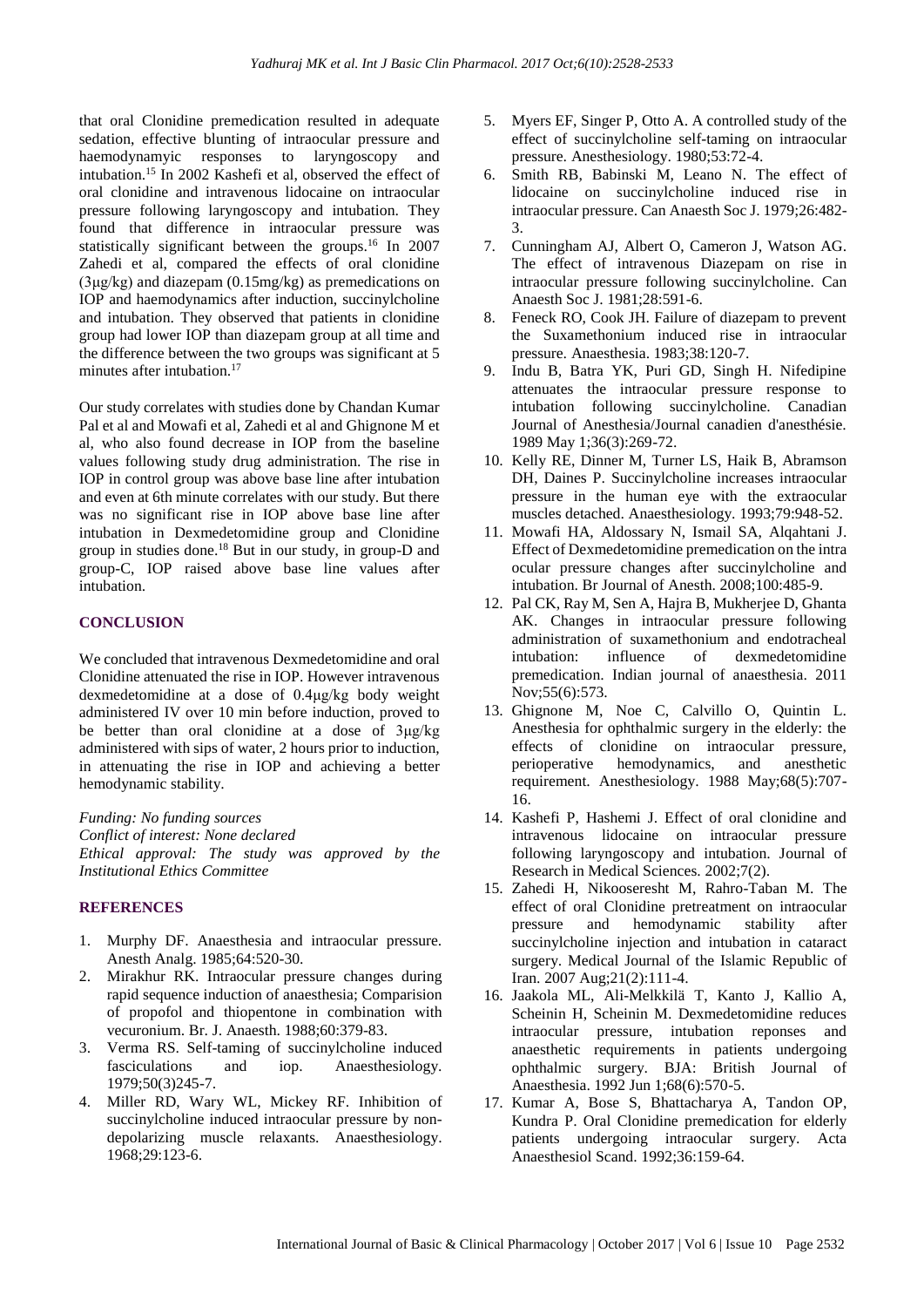that oral Clonidine premedication resulted in adequate sedation, effective blunting of intraocular pressure and haemodynamyic responses to laryngoscopy and intubation.[15] In 2002 Kashefi et al, observed the effect of oral clonidine and intravenous lidocaine on intraocular pressure following laryngoscopy and intubation. They found that difference in intraocular pressure was statistically significant between the groups.[16] In 2007 Zahedi et al, compared the effects of oral clonidine (3μg/kg) and diazepam (0.15mg/kg) as premedications on IOP and haemodynamics after induction, succinylcholine and intubation. They observed that patients in clonidine group had lower IOP than diazepam group at all time and the difference between the two groups was significant at 5 minutes after intubation.[17]

Our study correlates with studies done by Chandan Kumar Pal et al and Mowafi et al, Zahedi et al and Ghignone M et al, who also found decrease in IOP from the baseline values following study drug administration. The rise in IOP in control group was above base line after intubation and even at 6th minute correlates with our study. But there was no significant rise in IOP above base line after intubation in Dexmedetomidine group and Clonidine group in studies done.[18] But in our study, in group-D and group-C, IOP raised above base line values after intubation.

## CONCLUSION

We concluded that intravenous Dexmedetomidine and oral Clonidine attenuated the rise in IOP. However intravenous dexmedetomidine at a dose of 0.4μg/kg body weight administered IV over 10 min before induction, proved to be better than oral clonidine at a dose of 3μg/kg administered with sips of water, 2 hours prior to induction, in attenuating the rise in IOP and achieving a better hemodynamic stability.

*Funding: No funding sources*
*Conflict of interest: None declared*
*Ethical approval: The study was approved by the Institutional Ethics Committee*

## REFERENCES

1. Murphy DF. Anaesthesia and intraocular pressure. Anesth Analg. 1985;64:520-30.
2. Mirakhur RK. Intraocular pressure changes during rapid sequence induction of anaesthesia; Comparision of propofol and thiopentone in combination with vecuronium. Br. J. Anaesth. 1988;60:379-83.
3. Verma RS. Self-taming of succinylcholine induced fasciculations and iop. Anaesthesiology. 1979;50(3)245-7.
4. Miller RD, Wary WL, Mickey RF. Inhibition of succinylcholine induced intraocular pressure by non-depolarizing muscle relaxants. Anaesthesiology. 1968;29:123-6.
5. Myers EF, Singer P, Otto A. A controlled study of the effect of succinylcholine self-taming on intraocular pressure. Anesthesiology. 1980;53:72-4.
6. Smith RB, Babinski M, Leano N. The effect of lidocaine on succinylcholine induced rise in intraocular pressure. Can Anaesth Soc J. 1979;26:482-3.
7. Cunningham AJ, Albert O, Cameron J, Watson AG. The effect of intravenous Diazepam on rise in intraocular pressure following succinylcholine. Can Anaesth Soc J. 1981;28:591-6.
8. Feneck RO, Cook JH. Failure of diazepam to prevent the Suxamethonium induced rise in intraocular pressure. Anaesthesia. 1983;38:120-7.
9. Indu B, Batra YK, Puri GD, Singh H. Nifedipine attenuates the intraocular pressure response to intubation following succinylcholine. Canadian Journal of Anesthesia/Journal canadien d'anesthésie. 1989 May 1;36(3):269-72.
10. Kelly RE, Dinner M, Turner LS, Haik B, Abramson DH, Daines P. Succinylcholine increases intraocular pressure in the human eye with the extraocular muscles detached. Anaesthesiology. 1993;79:948-52.
11. Mowafi HA, Aldossary N, Ismail SA, Alqahtani J. Effect of Dexmedetomidine premedication on the intra ocular pressure changes after succinylcholine and intubation. Br Journal of Anesth. 2008;100:485-9.
12. Pal CK, Ray M, Sen A, Hajra B, Mukherjee D, Ghanta AK. Changes in intraocular pressure following administration of suxamethonium and endotracheal intubation: influence of dexmedetomidine premedication. Indian journal of anaesthesia. 2011 Nov;55(6):573.
13. Ghignone M, Noe C, Calvillo O, Quintin L. Anesthesia for ophthalmic surgery in the elderly: the effects of clonidine on intraocular pressure, perioperative hemodynamics, and anesthetic requirement. Anesthesiology. 1988 May;68(5):707-16.
14. Kashefi P, Hashemi J. Effect of oral clonidine and intravenous lidocaine on intraocular pressure following laryngoscopy and intubation. Journal of Research in Medical Sciences. 2002;7(2).
15. Zahedi H, Nikooseresht M, Rahro-Taban M. The effect of oral Clonidine pretreatment on intraocular pressure and hemodynamic stability after succinylcholine injection and intubation in cataract surgery. Medical Journal of the Islamic Republic of Iran. 2007 Aug;21(2):111-4.
16. Jaakola ML, Ali-Melkkilä T, Kanto J, Kallio A, Scheinin H, Scheinin M. Dexmedetomidine reduces intraocular pressure, intubation reponses and anaesthetic requirements in patients undergoing ophthalmic surgery. BJA: British Journal of Anaesthesia. 1992 Jun 1;68(6):570-5.
17. Kumar A, Bose S, Bhattacharya A, Tandon OP, Kundra P. Oral Clonidine premedication for elderly patients undergoing intraocular surgery. Acta Anaesthesiol Scand. 1992;36:159-64.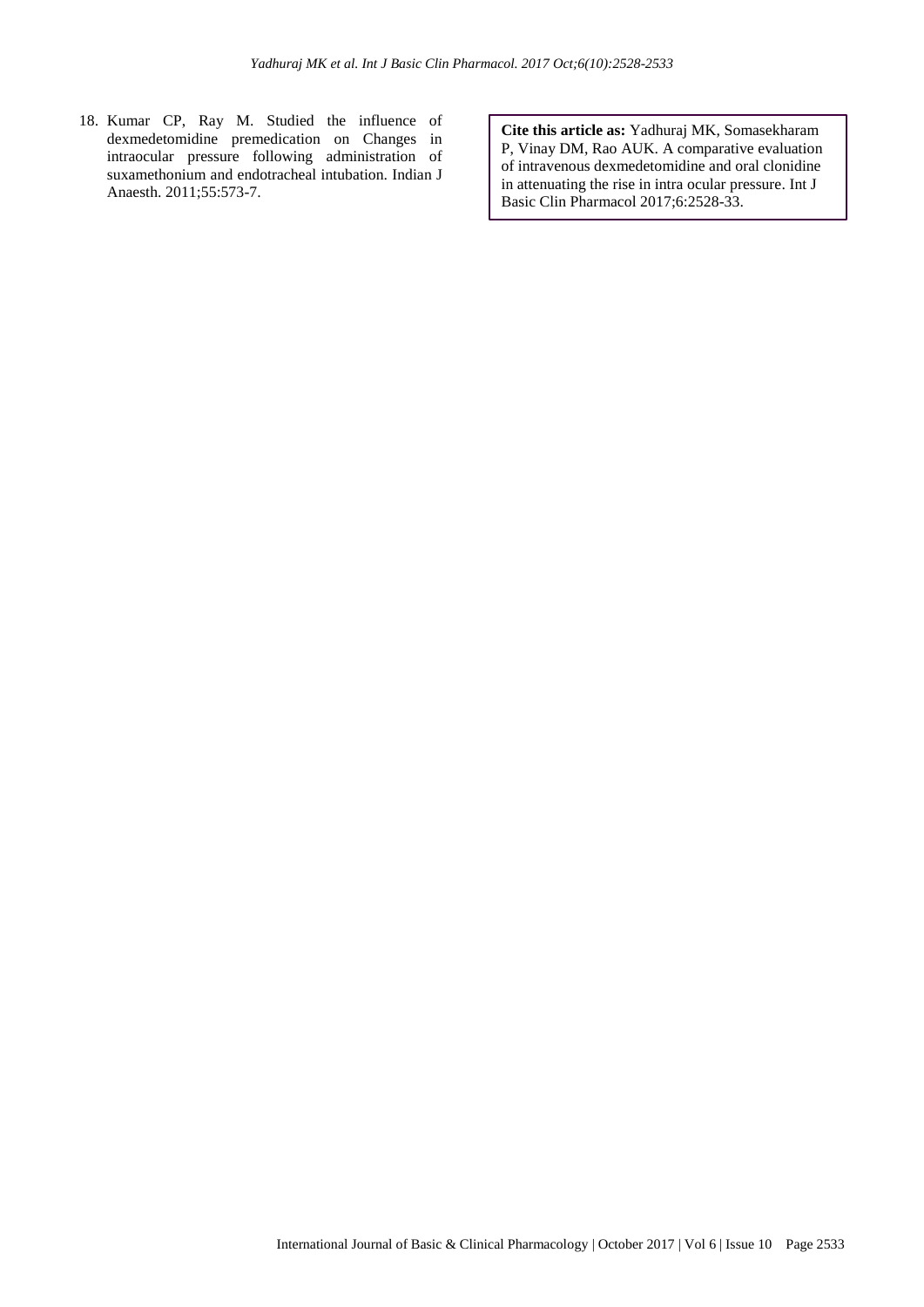18. Kumar CP, Ray M. Studied the influence of dexmedetomidine premedication on Changes in intraocular pressure following administration of suxamethonium and endotracheal intubation. Indian J Anaesth. 2011;55:573-7.

**Cite this article as:** Yadhuraj MK, Somasekharam P, Vinay DM, Rao AUK. A comparative evaluation of intravenous dexmedetomidine and oral clonidine in attenuating the rise in intra ocular pressure. Int J Basic Clin Pharmacol 2017;6:2528-33.